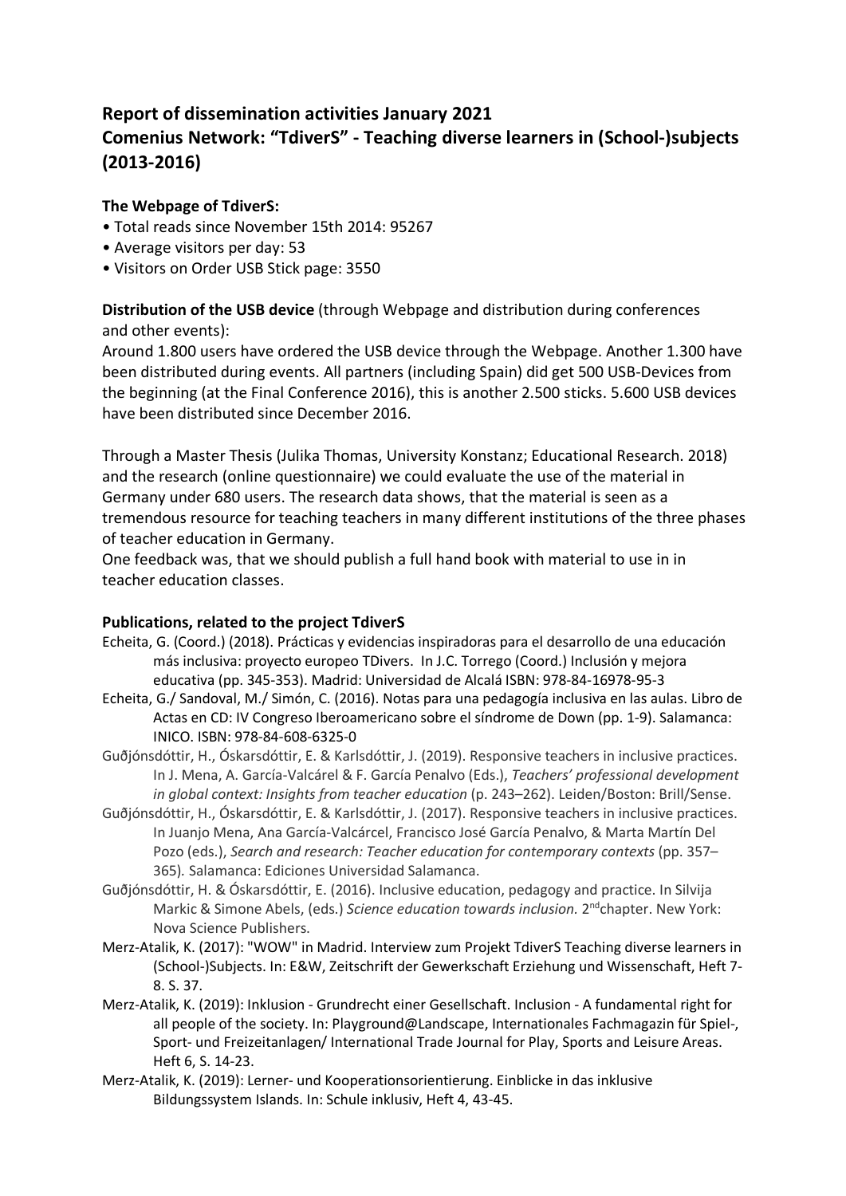# Report of dissemination activities January 2021
# Comenius Network: "TdiverS" - Teaching diverse learners in (School-)subjects (2013-2016)

**The Webpage of TdiverS:**

- Total reads since November 15th 2014: 95267
- Average visitors per day: 53
- Visitors on Order USB Stick page: 3550

**Distribution of the USB device** (through Webpage and distribution during conferences and other events):

Around 1.800 users have ordered the USB device through the Webpage. Another 1.300 have been distributed during events. All partners (including Spain) did get 500 USB-Devices from the beginning (at the Final Conference 2016), this is another 2.500 sticks. 5.600 USB devices have been distributed since December 2016.

Through a Master Thesis (Julika Thomas, University Konstanz; Educational Research. 2018) and the research (online questionnaire) we could evaluate the use of the material in Germany under 680 users. The research data shows, that the material is seen as a tremendous resource for teaching teachers in many different institutions of the three phases of teacher education in Germany.

One feedback was, that we should publish a full hand book with material to use in in teacher education classes.

**Publications, related to the project TdiverS**

Echeita, G. (Coord.) (2018). Prácticas y evidencias inspiradoras para el desarrollo de una educación más inclusiva: proyecto europeo TDivers. In J.C. Torrego (Coord.) Inclusión y mejora educativa (pp. 345-353). Madrid: Universidad de Alcalá ISBN: 978-84-16978-95-3

Echeita, G./ Sandoval, M./ Simón, C. (2016). Notas para una pedagogía inclusiva en las aulas. Libro de Actas en CD: IV Congreso Iberoamericano sobre el síndrome de Down (pp. 1-9). Salamanca: INICO. ISBN: 978-84-608-6325-0

Guðjónsdóttir, H., Óskarsdóttir, E. & Karlsdóttir, J. (2019). Responsive teachers in inclusive practices. In J. Mena, A. García-Valcárel & F. García Penalvo (Eds.), *Teachers' professional development in global context: Insights from teacher education* (p. 243–262). Leiden/Boston: Brill/Sense.

Guðjónsdóttir, H., Óskarsdóttir, E. & Karlsdóttir, J. (2017). Responsive teachers in inclusive practices. In Juanjo Mena, Ana García-Valcárcel, Francisco José García Penalvo, & Marta Martín Del Pozo (eds.), *Search and research: Teacher education for contemporary contexts* (pp. 357–365)*.* Salamanca: Ediciones Universidad Salamanca.

Guðjónsdóttir, H. & Óskarsdóttir, E. (2016). Inclusive education, pedagogy and practice. In Silvija Markic & Simone Abels, (eds.) *Science education towards inclusion.* 2nd chapter. New York: Nova Science Publishers.

Merz-Atalik, K. (2017): "WOW" in Madrid. Interview zum Projekt TdiverS Teaching diverse learners in (School-)Subjects. In: E&W, Zeitschrift der Gewerkschaft Erziehung und Wissenschaft, Heft 7-8. S. 37.

Merz-Atalik, K. (2019): Inklusion - Grundrecht einer Gesellschaft. Inclusion - A fundamental right for all people of the society. In: Playground@Landscape, Internationales Fachmagazin für Spiel-, Sport- und Freizeitanlagen/ International Trade Journal for Play, Sports and Leisure Areas. Heft 6, S. 14-23.

Merz-Atalik, K. (2019): Lerner- und Kooperationsorientierung. Einblicke in das inklusive Bildungssystem Islands. In: Schule inklusiv, Heft 4, 43-45.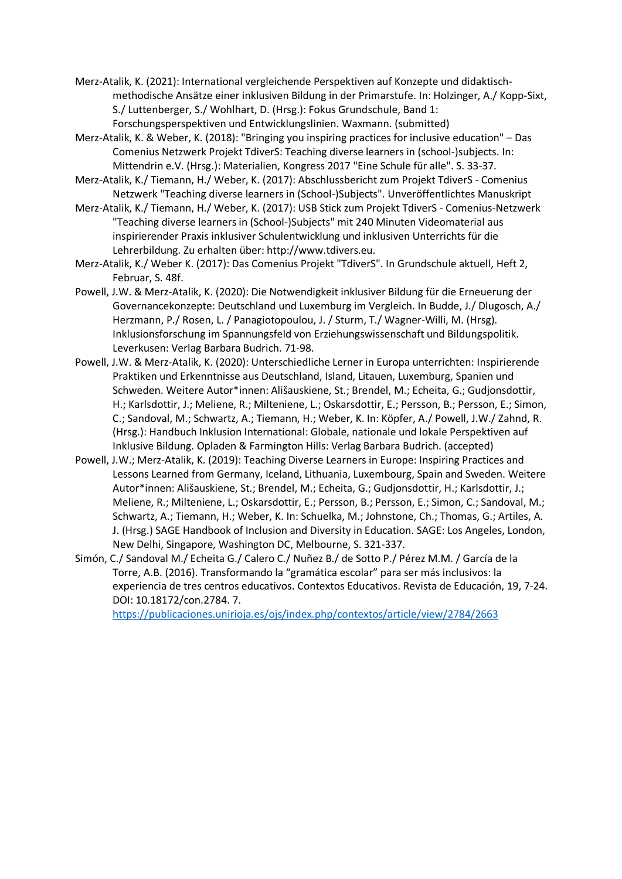Merz-Atalik, K. (2021): International vergleichende Perspektiven auf Konzepte und didaktisch-methodische Ansätze einer inklusiven Bildung in der Primarstufe. In: Holzinger, A./ Kopp-Sixt, S./ Luttenberger, S./ Wohlhart, D. (Hrsg.): Fokus Grundschule, Band 1: Forschungsperspektiven und Entwicklungslinien. Waxmann. (submitted)

Merz-Atalik, K. & Weber, K. (2018): "Bringing you inspiring practices for inclusive education" – Das Comenius Netzwerk Projekt TdiverS: Teaching diverse learners in (school-)subjects. In: Mittendrin e.V. (Hrsg.): Materialien, Kongress 2017 "Eine Schule für alle". S. 33-37.

Merz-Atalik, K./ Tiemann, H./ Weber, K. (2017): Abschlussbericht zum Projekt TdiverS - Comenius Netzwerk "Teaching diverse learners in (School-)Subjects". Unveröffentlichtes Manuskript

Merz-Atalik, K./ Tiemann, H./ Weber, K. (2017): USB Stick zum Projekt TdiverS - Comenius-Netzwerk "Teaching diverse learners in (School-)Subjects" mit 240 Minuten Videomaterial aus inspirierender Praxis inklusiver Schulentwicklung und inklusiven Unterrichts für die Lehrerbildung. Zu erhalten über: http://www.tdivers.eu.

Merz-Atalik, K./ Weber K. (2017): Das Comenius Projekt "TdiverS". In Grundschule aktuell, Heft 2, Februar, S. 48f.

Powell, J.W. & Merz-Atalik, K. (2020): Die Notwendigkeit inklusiver Bildung für die Erneuerung der Governancekonzepte: Deutschland und Luxemburg im Vergleich. In Budde, J./ Dlugosch, A./ Herzmann, P./ Rosen, L. / Panagiotopoulou, J. / Sturm, T./ Wagner-Willi, M. (Hrsg). Inklusionsforschung im Spannungsfeld von Erziehungswissenschaft und Bildungspolitik. Leverkusen: Verlag Barbara Budrich. 71-98.

Powell, J.W. & Merz-Atalik, K. (2020): Unterschiedliche Lerner in Europa unterrichten: Inspirierende Praktiken und Erkenntnisse aus Deutschland, Island, Litauen, Luxemburg, Spanien und Schweden. Weitere Autor*innen: Ališauskiene, St.; Brendel, M.; Echeita, G.; Gudjonsdottir, H.; Karlsdottir, J.; Meliene, R.; Milteniene, L.; Oskarsdottir, E.; Persson, B.; Persson, E.; Simon, C.; Sandoval, M.; Schwartz, A.; Tiemann, H.; Weber, K. In: Köpfer, A./ Powell, J.W./ Zahnd, R. (Hrsg.): Handbuch Inklusion International: Globale, nationale und lokale Perspektiven auf Inklusive Bildung. Opladen & Farmington Hills: Verlag Barbara Budrich. (accepted)

Powell, J.W.; Merz-Atalik, K. (2019): Teaching Diverse Learners in Europe: Inspiring Practices and Lessons Learned from Germany, Iceland, Lithuania, Luxembourg, Spain and Sweden. Weitere Autor*innen: Ališauskiene, St.; Brendel, M.; Echeita, G.; Gudjonsdottir, H.; Karlsdottir, J.; Meliene, R.; Milteniene, L.; Oskarsdottir, E.; Persson, B.; Persson, E.; Simon, C.; Sandoval, M.; Schwartz, A.; Tiemann, H.; Weber, K. In: Schuelka, M.; Johnstone, Ch.; Thomas, G.; Artiles, A. J. (Hrsg.) SAGE Handbook of Inclusion and Diversity in Education. SAGE: Los Angeles, London, New Delhi, Singapore, Washington DC, Melbourne, S. 321-337.

Simón, C./ Sandoval M./ Echeita G./ Calero C./ Nuñez B./ de Sotto P./ Pérez M.M. / García de la Torre, A.B. (2016). Transformando la "gramática escolar" para ser más inclusivos: la experiencia de tres centros educativos. Contextos Educativos. Revista de Educación, 19, 7-24. DOI: 10.18172/con.2784. 7. https://publicaciones.unirioja.es/ojs/index.php/contextos/article/view/2784/2663